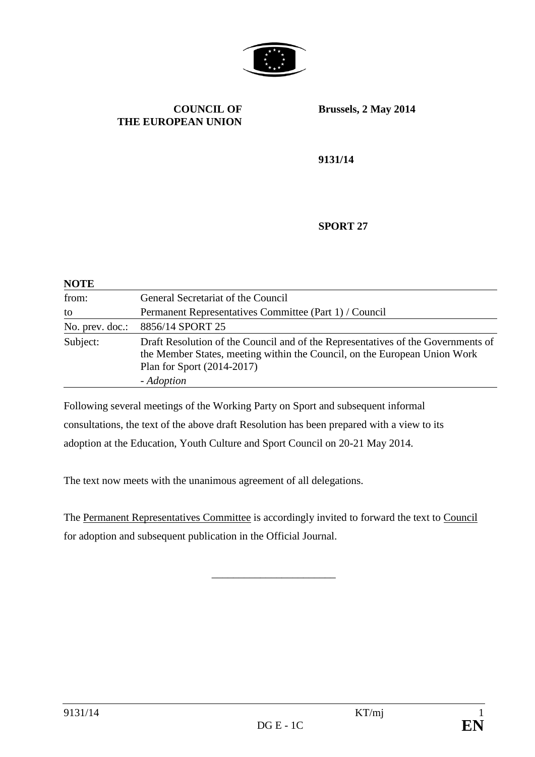**COUNCIL OF THE EUROPEAN UNION**

**Brussels, 2 May 2014**

**9131/14**

**SPORT 27**

**NOTE**

| | |
|---|---|
| from: | General Secretariat of the Council |
| to | Permanent Representatives Committee (Part 1) / Council |
| No. prev. doc.: | 8856/14 SPORT 25 |
| Subject: | Draft Resolution of the Council and of the Representatives of the Governments of the Member States, meeting within the Council, on the European Union Work Plan for Sport (2014-2017)<br>- *Adoption* |

Following several meetings of the Working Party on Sport and subsequent informal consultations, the text of the above draft Resolution has been prepared with a view to its adoption at the Education, Youth Culture and Sport Council on 20-21 May 2014.

The text now meets with the unanimous agreement of all delegations.

The Permanent Representatives Committee is accordingly invited to forward the text to Council for adoption and subsequent publication in the Official Journal.

\_\_\_\_\_\_\_\_\_\_\_\_\_\_\_\_\_\_\_\_\_\_\_\_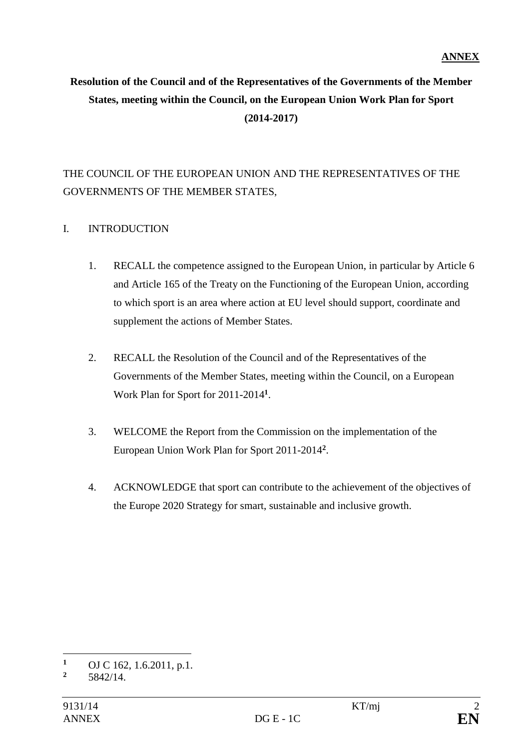**ANNEX**

**Resolution of the Council and of the Representatives of the Governments of the Member States, meeting within the Council, on the European Union Work Plan for Sport (2014-2017)**

THE COUNCIL OF THE EUROPEAN UNION AND THE REPRESENTATIVES OF THE GOVERNMENTS OF THE MEMBER STATES,

I. INTRODUCTION

1. RECALL the competence assigned to the European Union, in particular by Article 6 and Article 165 of the Treaty on the Functioning of the European Union, according to which sport is an area where action at EU level should support, coordinate and supplement the actions of Member States.

2. RECALL the Resolution of the Council and of the Representatives of the Governments of the Member States, meeting within the Council, on a European Work Plan for Sport for 2011-2014[1].

3. WELCOME the Report from the Commission on the implementation of the European Union Work Plan for Sport 2011-2014[2].

4. ACKNOWLEDGE that sport can contribute to the achievement of the objectives of the Europe 2020 Strategy for smart, sustainable and inclusive growth.

---

[1] OJ C 162, 1.6.2011, p.1.

[2] 5842/14.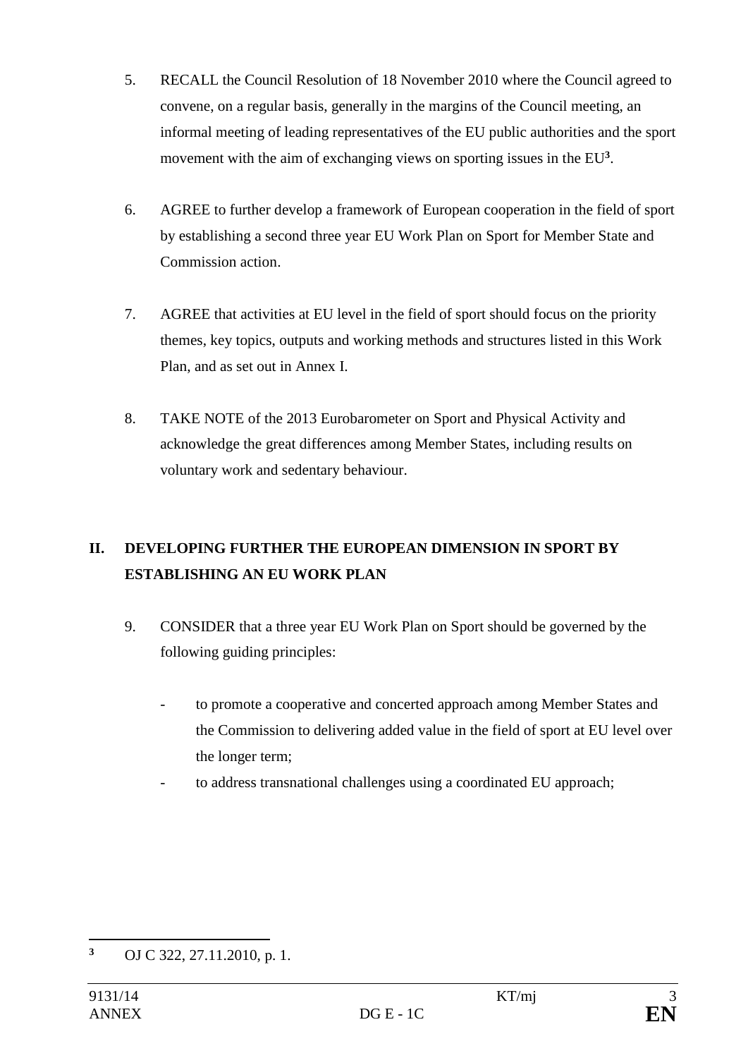5. RECALL the Council Resolution of 18 November 2010 where the Council agreed to convene, on a regular basis, generally in the margins of the Council meeting, an informal meeting of leading representatives of the EU public authorities and the sport movement with the aim of exchanging views on sporting issues in the EU[3].

6. AGREE to further develop a framework of European cooperation in the field of sport by establishing a second three year EU Work Plan on Sport for Member State and Commission action.

7. AGREE that activities at EU level in the field of sport should focus on the priority themes, key topics, outputs and working methods and structures listed in this Work Plan, and as set out in Annex I.

8. TAKE NOTE of the 2013 Eurobarometer on Sport and Physical Activity and acknowledge the great differences among Member States, including results on voluntary work and sedentary behaviour.

## II. DEVELOPING FURTHER THE EUROPEAN DIMENSION IN SPORT BY ESTABLISHING AN EU WORK PLAN

9. CONSIDER that a three year EU Work Plan on Sport should be governed by the following guiding principles:

   - to promote a cooperative and concerted approach among Member States and the Commission to delivering added value in the field of sport at EU level over the longer term;
   - to address transnational challenges using a coordinated EU approach;

---

[3] OJ C 322, 27.11.2010, p. 1.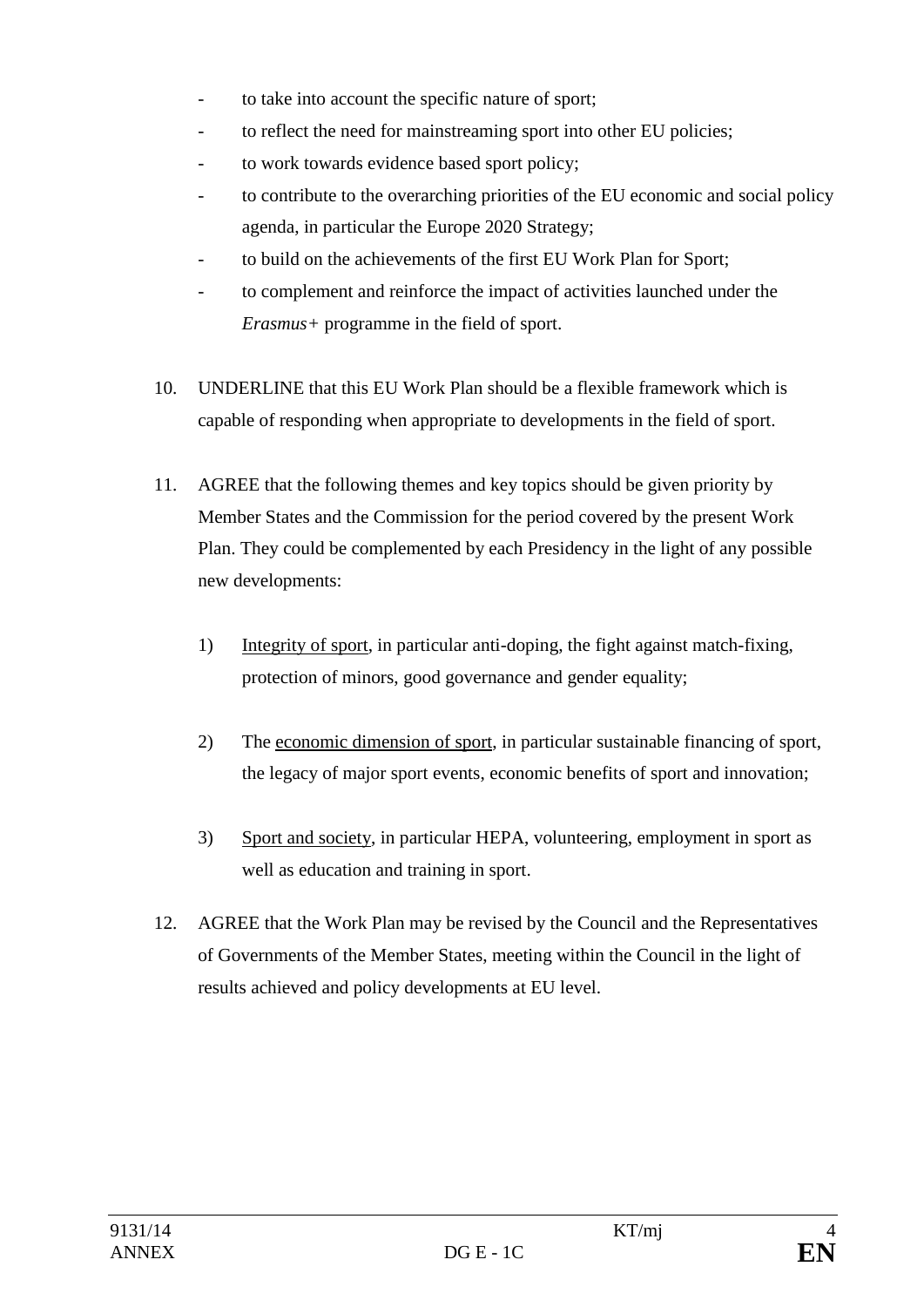- to take into account the specific nature of sport;
- to reflect the need for mainstreaming sport into other EU policies;
- to work towards evidence based sport policy;
- to contribute to the overarching priorities of the EU economic and social policy agenda, in particular the Europe 2020 Strategy;
- to build on the achievements of the first EU Work Plan for Sport;
- to complement and reinforce the impact of activities launched under the *Erasmus+* programme in the field of sport.

10. UNDERLINE that this EU Work Plan should be a flexible framework which is capable of responding when appropriate to developments in the field of sport.

11. AGREE that the following themes and key topics should be given priority by Member States and the Commission for the period covered by the present Work Plan. They could be complemented by each Presidency in the light of any possible new developments:

    1) <u>Integrity of sport</u>, in particular anti-doping, the fight against match-fixing, protection of minors, good governance and gender equality;

    2) The <u>economic dimension of sport</u>, in particular sustainable financing of sport, the legacy of major sport events, economic benefits of sport and innovation;

    3) <u>Sport and society</u>, in particular HEPA, volunteering, employment in sport as well as education and training in sport.

12. AGREE that the Work Plan may be revised by the Council and the Representatives of Governments of the Member States, meeting within the Council in the light of results achieved and policy developments at EU level.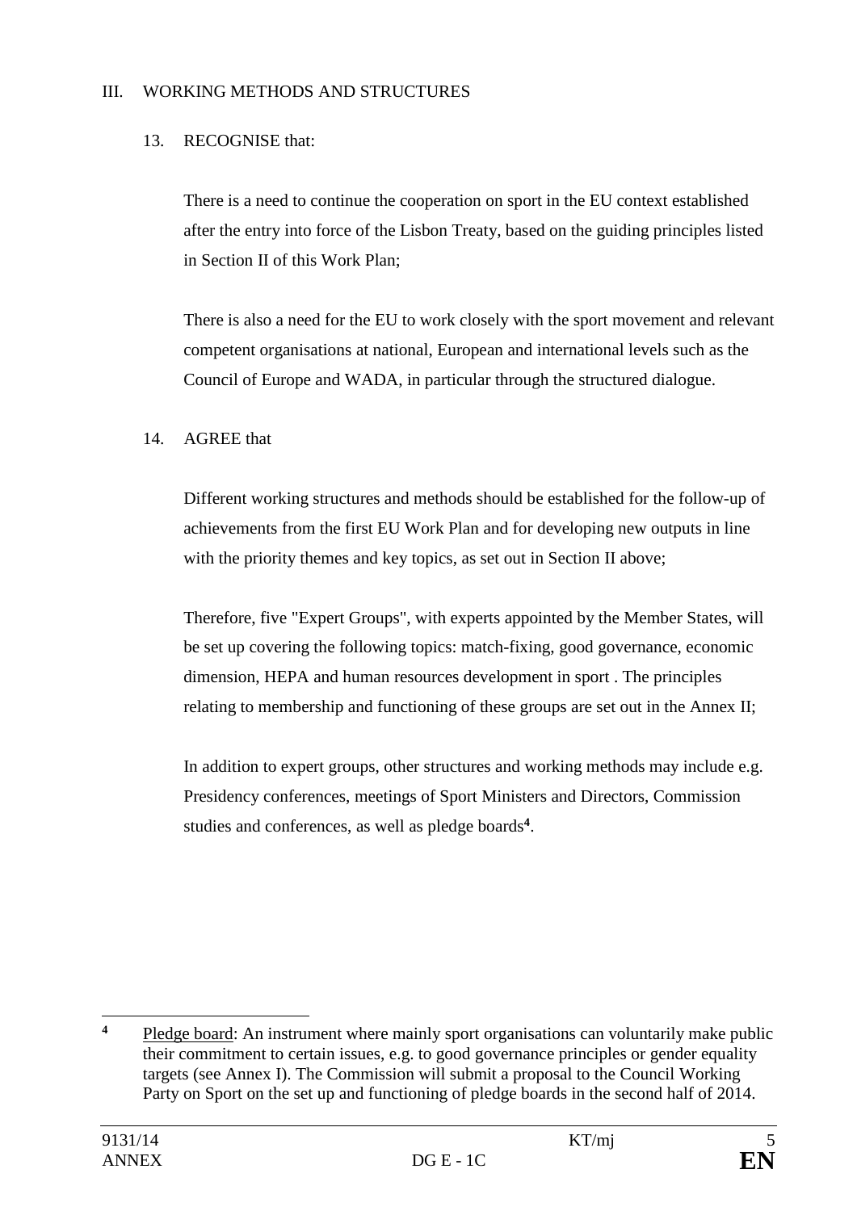## III. WORKING METHODS AND STRUCTURES

13. RECOGNISE that:

    There is a need to continue the cooperation on sport in the EU context established after the entry into force of the Lisbon Treaty, based on the guiding principles listed in Section II of this Work Plan;

    There is also a need for the EU to work closely with the sport movement and relevant competent organisations at national, European and international levels such as the Council of Europe and WADA, in particular through the structured dialogue.

14. AGREE that

    Different working structures and methods should be established for the follow-up of achievements from the first EU Work Plan and for developing new outputs in line with the priority themes and key topics, as set out in Section II above;

    Therefore, five "Expert Groups", with experts appointed by the Member States, will be set up covering the following topics: match-fixing, good governance, economic dimension, HEPA and human resources development in sport . The principles relating to membership and functioning of these groups are set out in the Annex II;

    In addition to expert groups, other structures and working methods may include e.g. Presidency conferences, meetings of Sport Ministers and Directors, Commission studies and conferences, as well as pledge boards[4].

---

[4] Pledge board: An instrument where mainly sport organisations can voluntarily make public their commitment to certain issues, e.g. to good governance principles or gender equality targets (see Annex I). The Commission will submit a proposal to the Council Working Party on Sport on the set up and functioning of pledge boards in the second half of 2014.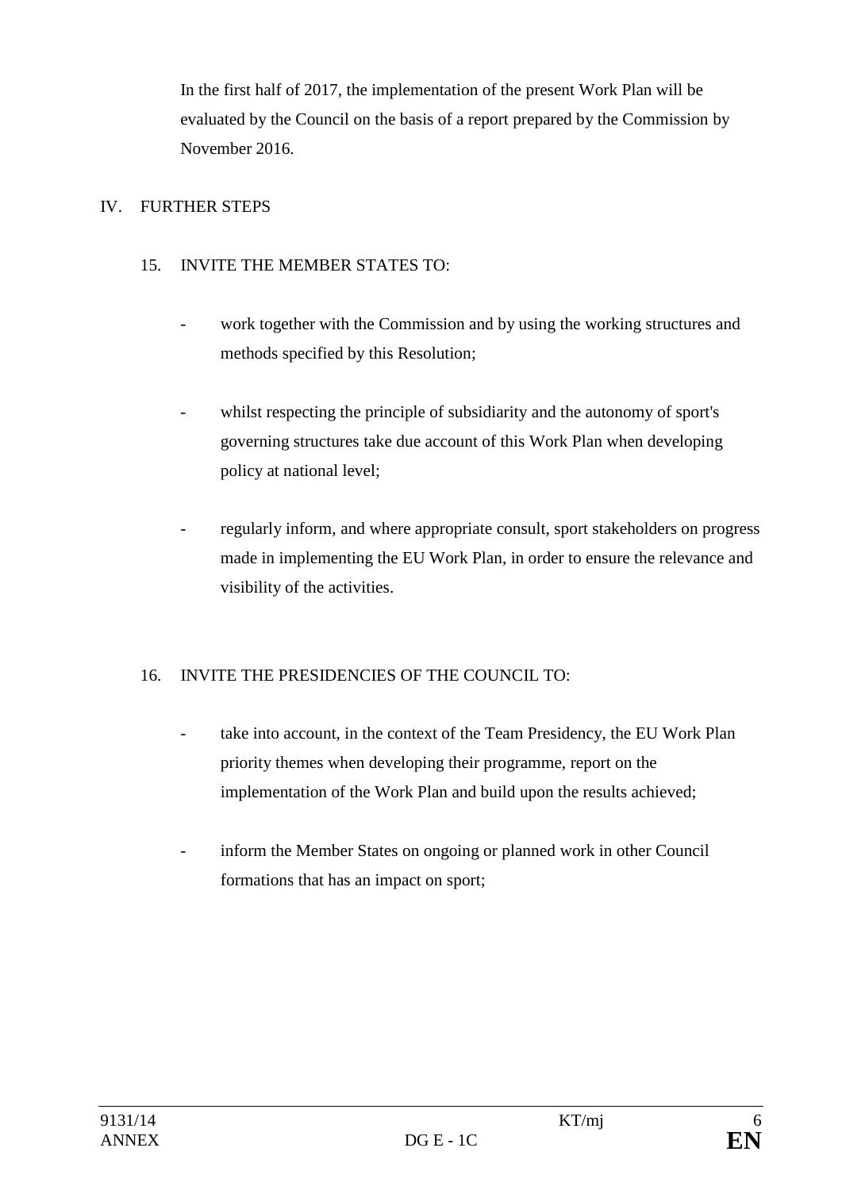In the first half of 2017, the implementation of the present Work Plan will be evaluated by the Council on the basis of a report prepared by the Commission by November 2016.

## IV. FURTHER STEPS

15. INVITE THE MEMBER STATES TO:

- work together with the Commission and by using the working structures and methods specified by this Resolution;
- whilst respecting the principle of subsidiarity and the autonomy of sport's governing structures take due account of this Work Plan when developing policy at national level;
- regularly inform, and where appropriate consult, sport stakeholders on progress made in implementing the EU Work Plan, in order to ensure the relevance and visibility of the activities.

16. INVITE THE PRESIDENCIES OF THE COUNCIL TO:

- take into account, in the context of the Team Presidency, the EU Work Plan priority themes when developing their programme, report on the implementation of the Work Plan and build upon the results achieved;
- inform the Member States on ongoing or planned work in other Council formations that has an impact on sport;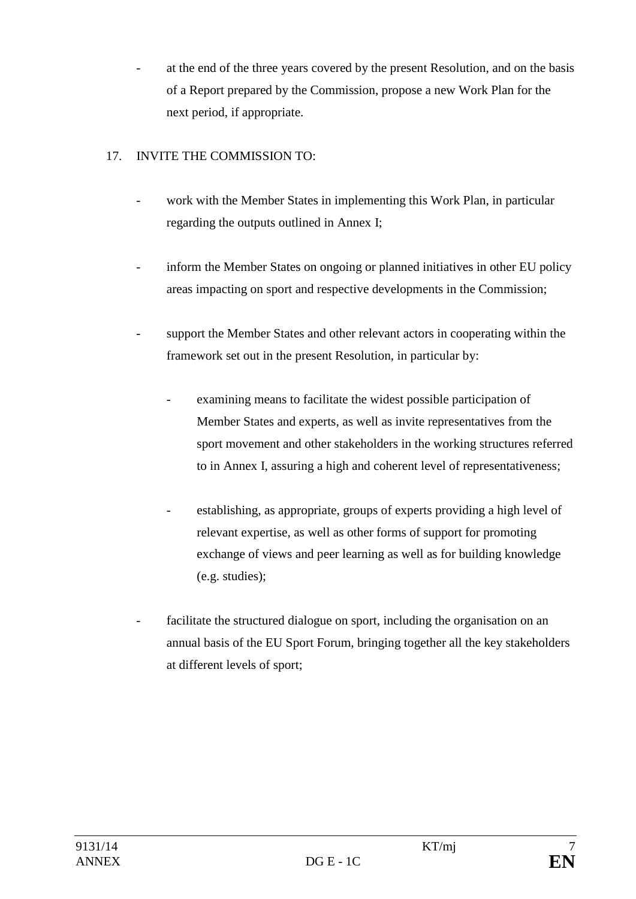- at the end of the three years covered by the present Resolution, and on the basis of a Report prepared by the Commission, propose a new Work Plan for the next period, if appropriate.

17. INVITE THE COMMISSION TO:

- work with the Member States in implementing this Work Plan, in particular regarding the outputs outlined in Annex I;

- inform the Member States on ongoing or planned initiatives in other EU policy areas impacting on sport and respective developments in the Commission;

- support the Member States and other relevant actors in cooperating within the framework set out in the present Resolution, in particular by:

    - examining means to facilitate the widest possible participation of Member States and experts, as well as invite representatives from the sport movement and other stakeholders in the working structures referred to in Annex I, assuring a high and coherent level of representativeness;

    - establishing, as appropriate, groups of experts providing a high level of relevant expertise, as well as other forms of support for promoting exchange of views and peer learning as well as for building knowledge (e.g. studies);

- facilitate the structured dialogue on sport, including the organisation on an annual basis of the EU Sport Forum, bringing together all the key stakeholders at different levels of sport;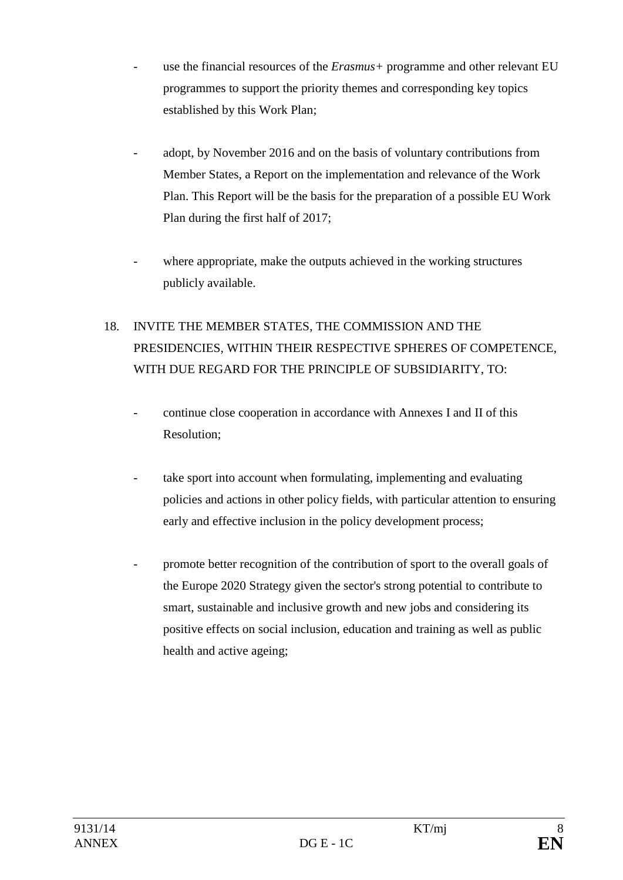- use the financial resources of the *Erasmus+* programme and other relevant EU programmes to support the priority themes and corresponding key topics established by this Work Plan;

- adopt, by November 2016 and on the basis of voluntary contributions from Member States, a Report on the implementation and relevance of the Work Plan. This Report will be the basis for the preparation of a possible EU Work Plan during the first half of 2017;

- where appropriate, make the outputs achieved in the working structures publicly available.

18. INVITE THE MEMBER STATES, THE COMMISSION AND THE PRESIDENCIES, WITHIN THEIR RESPECTIVE SPHERES OF COMPETENCE, WITH DUE REGARD FOR THE PRINCIPLE OF SUBSIDIARITY, TO:

- continue close cooperation in accordance with Annexes I and II of this Resolution;

- take sport into account when formulating, implementing and evaluating policies and actions in other policy fields, with particular attention to ensuring early and effective inclusion in the policy development process;

- promote better recognition of the contribution of sport to the overall goals of the Europe 2020 Strategy given the sector's strong potential to contribute to smart, sustainable and inclusive growth and new jobs and considering its positive effects on social inclusion, education and training as well as public health and active ageing;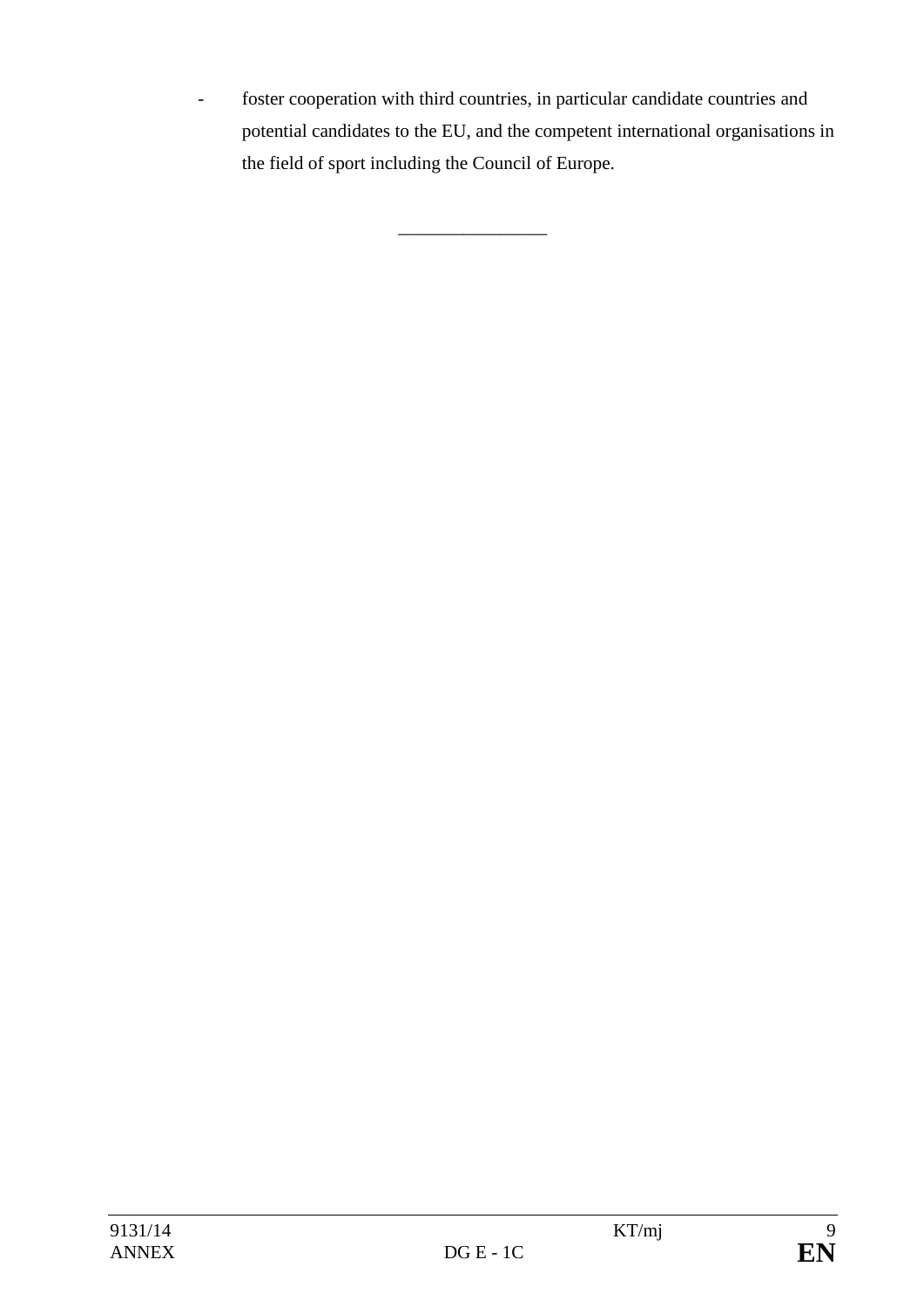- foster cooperation with third countries, in particular candidate countries and potential candidates to the EU, and the competent international organisations in the field of sport including the Council of Europe.

\_\_\_\_\_\_\_\_\_\_\_\_\_\_\_\_\_\_\_\_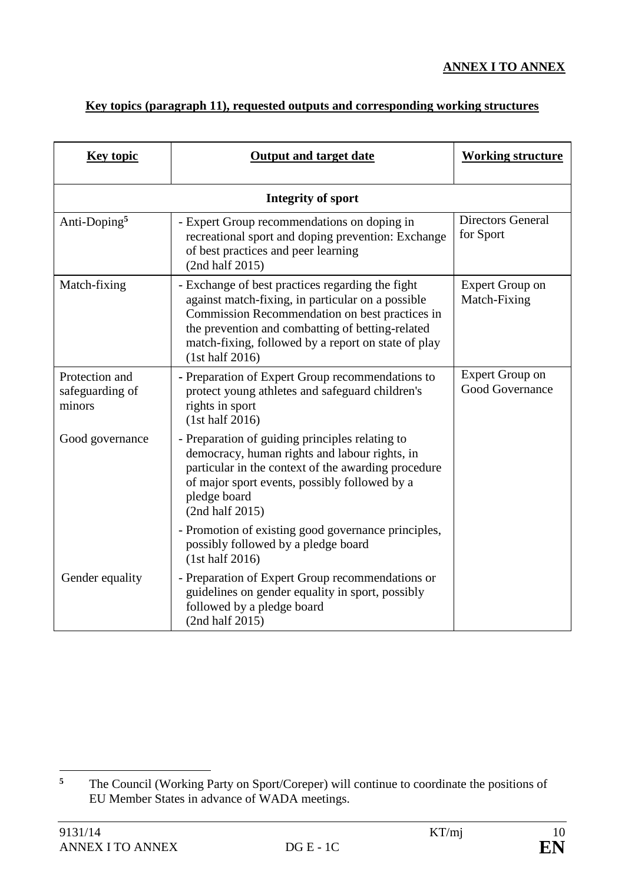**ANNEX I TO ANNEX**

**Key topics (paragraph 11), requested outputs and corresponding working structures**

| Key topic | Output and target date | Working structure |
|---|---|---|
| **Integrity of sport** | | |
| Anti-Doping[5] | - Expert Group recommendations on doping in recreational sport and doping prevention: Exchange of best practices and peer learning (2nd half 2015) | Directors General for Sport |
| Match-fixing | - Exchange of best practices regarding the fight against match-fixing, in particular on a possible Commission Recommendation on best practices in the prevention and combatting of betting-related match-fixing, followed by a report on state of play (1st half 2016) | Expert Group on Match-Fixing |
| Protection and safeguarding of minors | - Preparation of Expert Group recommendations to protect young athletes and safeguard children's rights in sport (1st half 2016) | Expert Group on Good Governance |
| Good governance | - Preparation of guiding principles relating to democracy, human rights and labour rights, in particular in the context of the awarding procedure of major sport events, possibly followed by a pledge board (2nd half 2015)<br>- Promotion of existing good governance principles, possibly followed by a pledge board (1st half 2016) | |
| Gender equality | - Preparation of Expert Group recommendations or guidelines on gender equality in sport, possibly followed by a pledge board (2nd half 2015) | |

[5] The Council (Working Party on Sport/Coreper) will continue to coordinate the positions of EU Member States in advance of WADA meetings.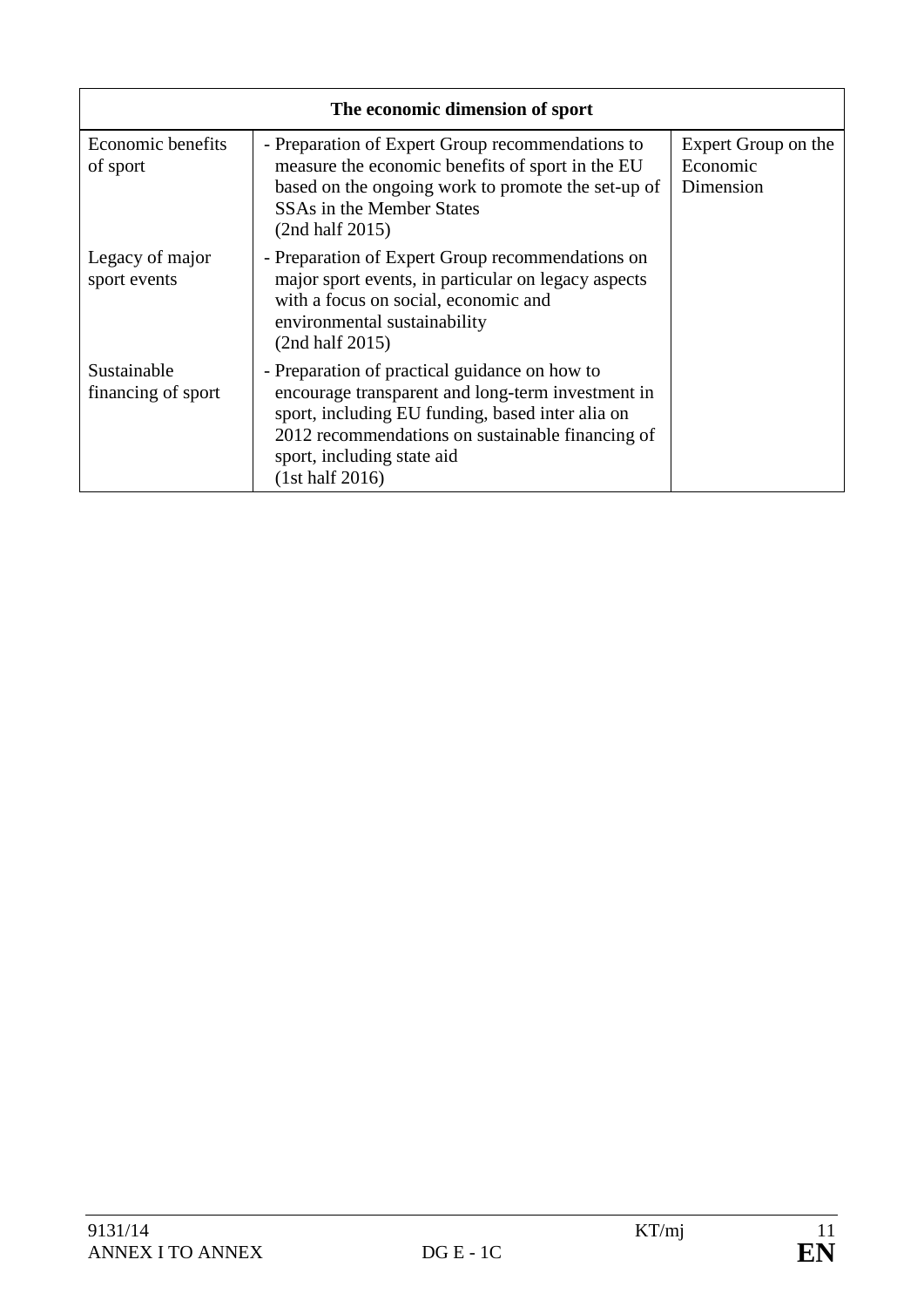| The economic dimension of sport | | |
|---|---|---|
| Economic benefits of sport | - Preparation of Expert Group recommendations to measure the economic benefits of sport in the EU based on the ongoing work to promote the set-up of SSAs in the Member States (2nd half 2015) | Expert Group on the Economic Dimension |
| Legacy of major sport events | - Preparation of Expert Group recommendations on major sport events, in particular on legacy aspects with a focus on social, economic and environmental sustainability (2nd half 2015) | |
| Sustainable financing of sport | - Preparation of practical guidance on how to encourage transparent and long-term investment in sport, including EU funding, based inter alia on 2012 recommendations on sustainable financing of sport, including state aid (1st half 2016) | |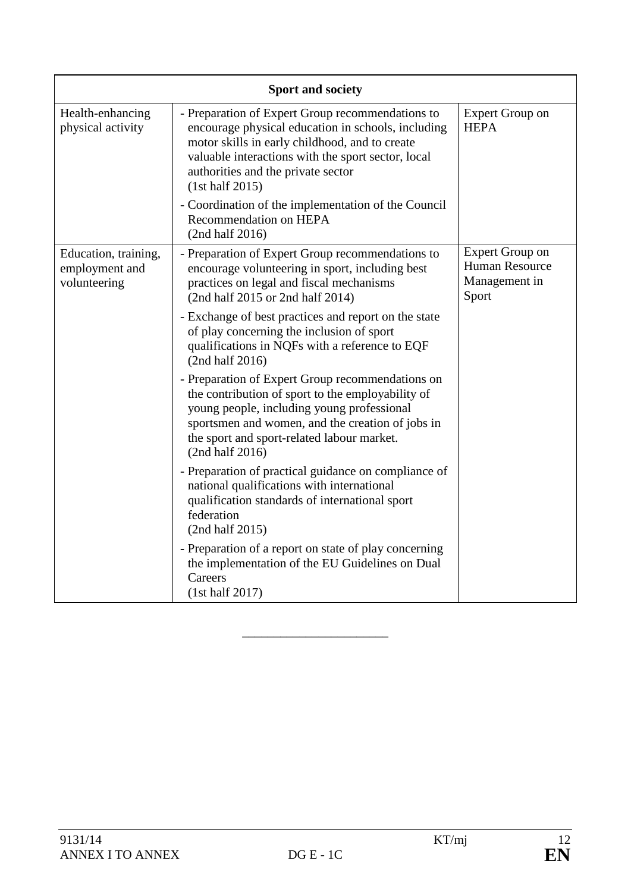| Sport and society | | |
|---|---|---|
| Health-enhancing physical activity | - Preparation of Expert Group recommendations to encourage physical education in schools, including motor skills in early childhood, and to create valuable interactions with the sport sector, local authorities and the private sector (1st half 2015)<br>- Coordination of the implementation of the Council Recommendation on HEPA (2nd half 2016) | Expert Group on HEPA |
| Education, training, employment and volunteering | - Preparation of Expert Group recommendations to encourage volunteering in sport, including best practices on legal and fiscal mechanisms (2nd half 2015 or 2nd half 2014)<br>- Exchange of best practices and report on the state of play concerning the inclusion of sport qualifications in NQFs with a reference to EQF (2nd half 2016)<br>- Preparation of Expert Group recommendations on the contribution of sport to the employability of young people, including young professional sportsmen and women, and the creation of jobs in the sport and sport-related labour market. (2nd half 2016)<br>- Preparation of practical guidance on compliance of national qualifications with international qualification standards of international sport federation (2nd half 2015)<br>- Preparation of a report on state of play concerning the implementation of the EU Guidelines on Dual Careers (1st half 2017) | Expert Group on Human Resource Management in Sport |

________________________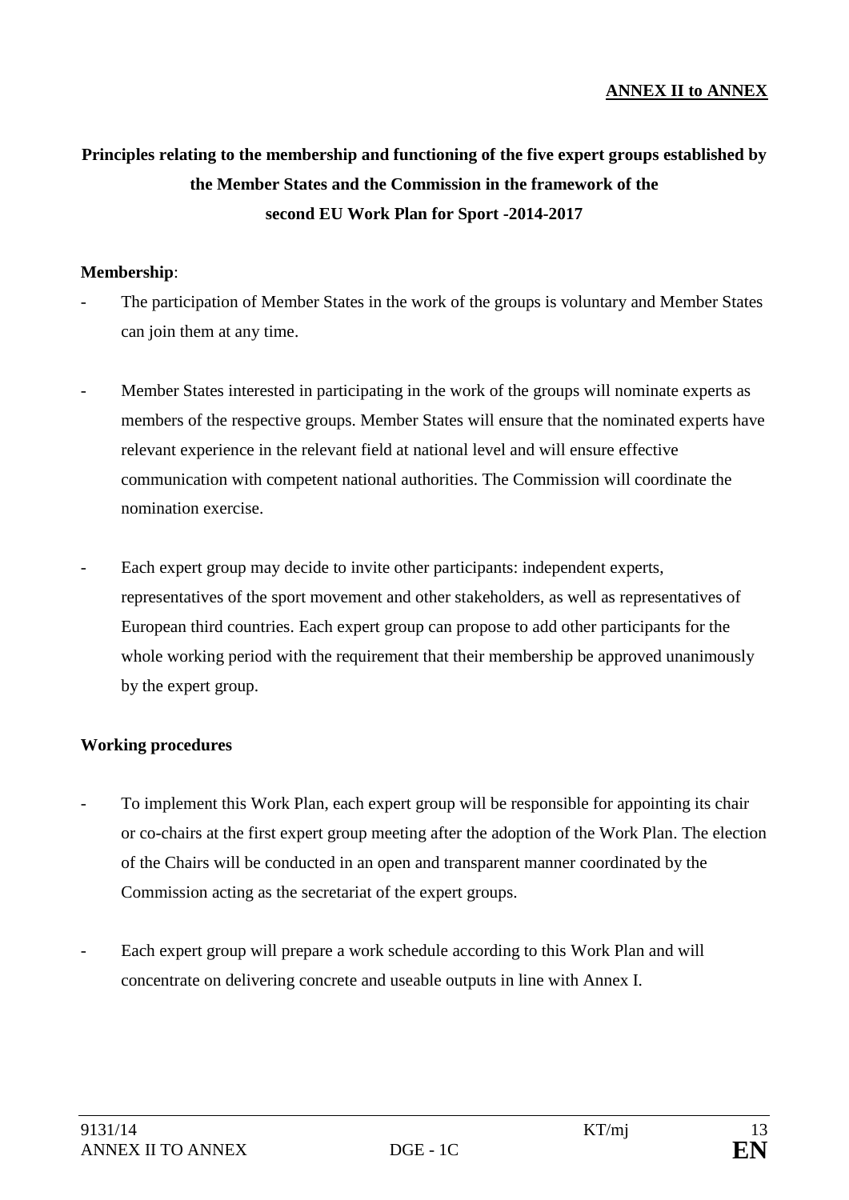**ANNEX II to ANNEX**

## Principles relating to the membership and functioning of the five expert groups established by the Member States and the Commission in the framework of the second EU Work Plan for Sport -2014-2017

**Membership**:

- The participation of Member States in the work of the groups is voluntary and Member States can join them at any time.

- Member States interested in participating in the work of the groups will nominate experts as members of the respective groups. Member States will ensure that the nominated experts have relevant experience in the relevant field at national level and will ensure effective communication with competent national authorities. The Commission will coordinate the nomination exercise.

- Each expert group may decide to invite other participants: independent experts, representatives of the sport movement and other stakeholders, as well as representatives of European third countries. Each expert group can propose to add other participants for the whole working period with the requirement that their membership be approved unanimously by the expert group.

**Working procedures**

- To implement this Work Plan, each expert group will be responsible for appointing its chair or co-chairs at the first expert group meeting after the adoption of the Work Plan. The election of the Chairs will be conducted in an open and transparent manner coordinated by the Commission acting as the secretariat of the expert groups.

- Each expert group will prepare a work schedule according to this Work Plan and will concentrate on delivering concrete and useable outputs in line with Annex I.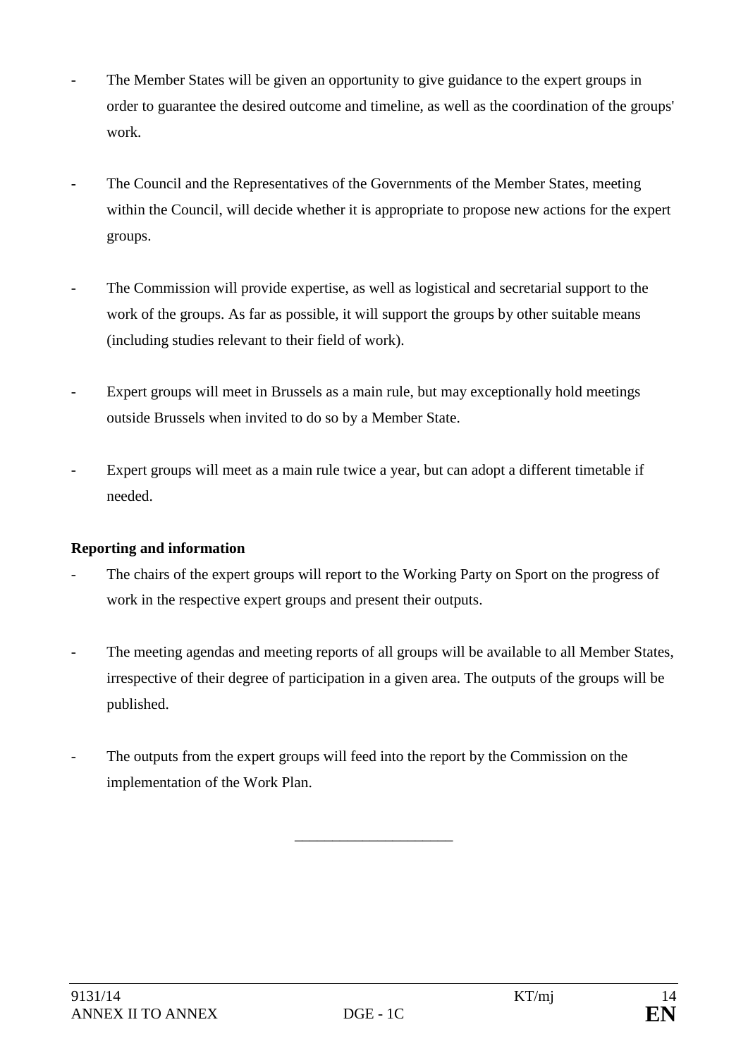- The Member States will be given an opportunity to give guidance to the expert groups in order to guarantee the desired outcome and timeline, as well as the coordination of the groups' work.

- The Council and the Representatives of the Governments of the Member States, meeting within the Council, will decide whether it is appropriate to propose new actions for the expert groups.

- The Commission will provide expertise, as well as logistical and secretarial support to the work of the groups. As far as possible, it will support the groups by other suitable means (including studies relevant to their field of work).

- Expert groups will meet in Brussels as a main rule, but may exceptionally hold meetings outside Brussels when invited to do so by a Member State.

- Expert groups will meet as a main rule twice a year, but can adopt a different timetable if needed.

**Reporting and information**

- The chairs of the expert groups will report to the Working Party on Sport on the progress of work in the respective expert groups and present their outputs.

- The meeting agendas and meeting reports of all groups will be available to all Member States, irrespective of their degree of participation in a given area. The outputs of the groups will be published.

- The outputs from the expert groups will feed into the report by the Commission on the implementation of the Work Plan.

\_\_\_\_\_\_\_\_\_\_\_\_\_\_\_\_\_\_\_\_